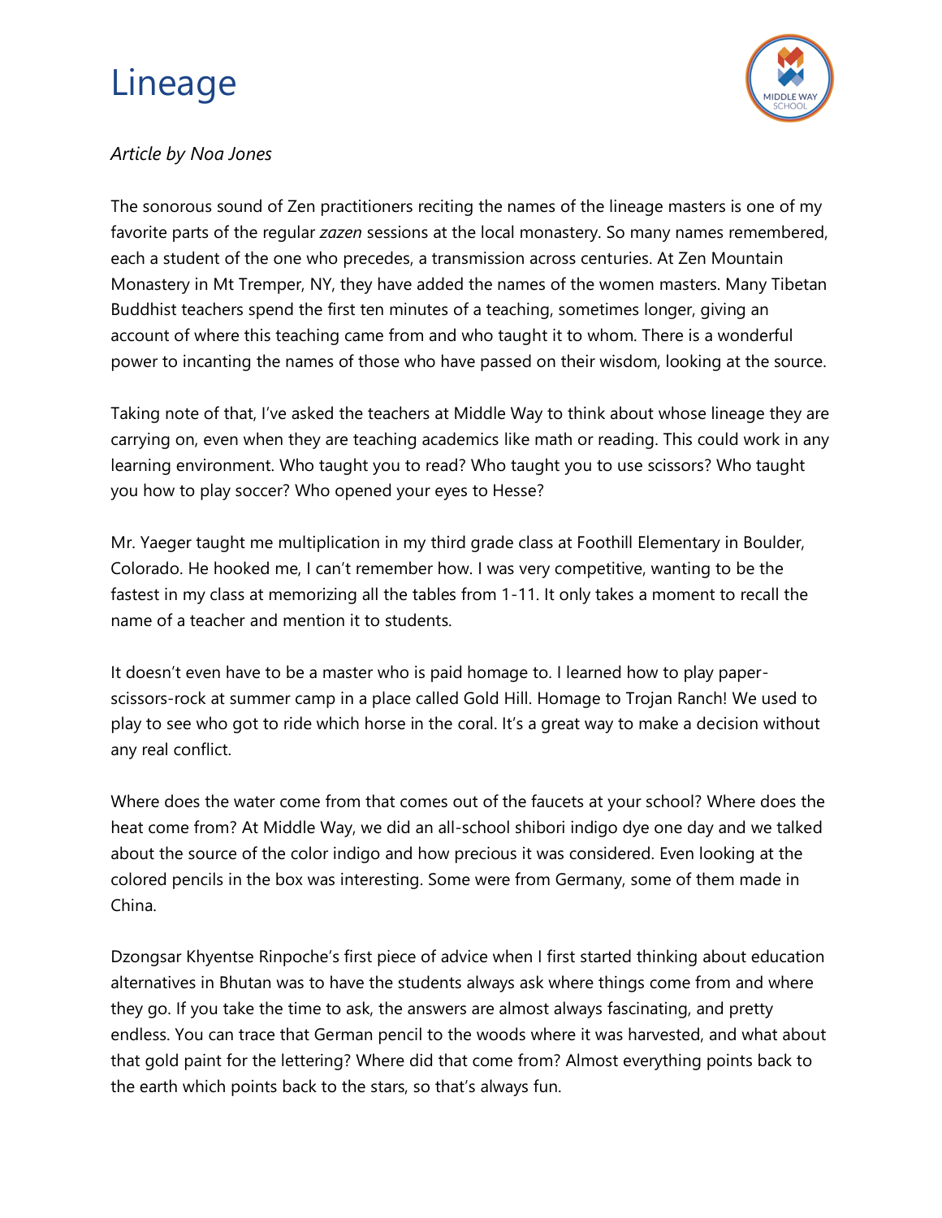# Lineage

*Article by Noa Jones*

The sonorous sound of Zen practitioners reciting the names of the lineage masters is one of my favorite parts of the regular *zazen* sessions at the local monastery. So many names remembered, each a student of the one who precedes, a transmission across centuries. At Zen Mountain Monastery in Mt Tremper, NY, they have added the names of the women masters. Many Tibetan Buddhist teachers spend the first ten minutes of a teaching, sometimes longer, giving an account of where this teaching came from and who taught it to whom. There is a wonderful power to incanting the names of those who have passed on their wisdom, looking at the source.

Taking note of that, I've asked the teachers at Middle Way to think about whose lineage they are carrying on, even when they are teaching academics like math or reading. This could work in any learning environment. Who taught you to read? Who taught you to use scissors? Who taught you how to play soccer? Who opened your eyes to Hesse?

Mr. Yaeger taught me multiplication in my third grade class at Foothill Elementary in Boulder, Colorado. He hooked me, I can't remember how. I was very competitive, wanting to be the fastest in my class at memorizing all the tables from 1-11. It only takes a moment to recall the name of a teacher and mention it to students.

It doesn't even have to be a master who is paid homage to. I learned how to play paper-scissors-rock at summer camp in a place called Gold Hill. Homage to Trojan Ranch! We used to play to see who got to ride which horse in the coral. It's a great way to make a decision without any real conflict.

Where does the water come from that comes out of the faucets at your school? Where does the heat come from? At Middle Way, we did an all-school shibori indigo dye one day and we talked about the source of the color indigo and how precious it was considered. Even looking at the colored pencils in the box was interesting. Some were from Germany, some of them made in China.

Dzongsar Khyentse Rinpoche's first piece of advice when I first started thinking about education alternatives in Bhutan was to have the students always ask where things come from and where they go. If you take the time to ask, the answers are almost always fascinating, and pretty endless. You can trace that German pencil to the woods where it was harvested, and what about that gold paint for the lettering? Where did that come from? Almost everything points back to the earth which points back to the stars, so that's always fun.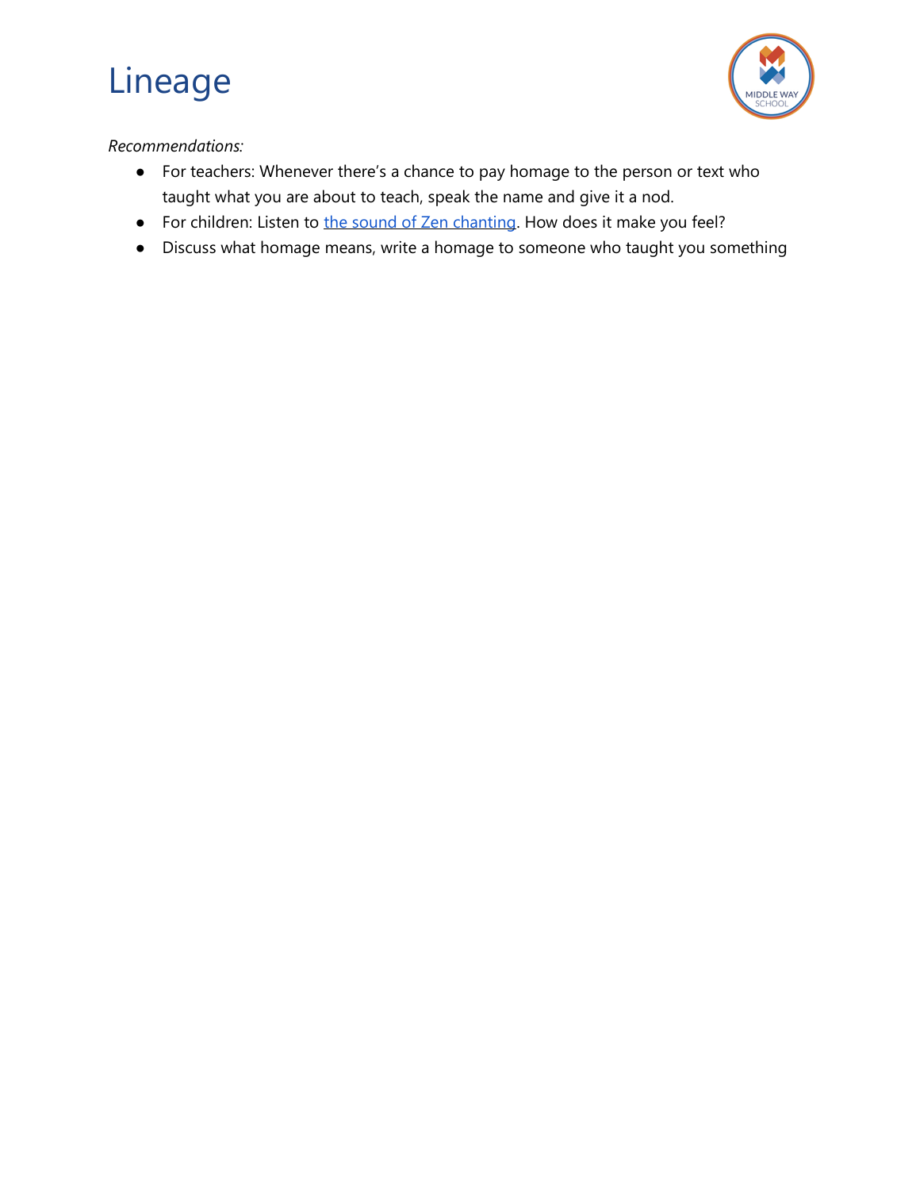# Lineage

*Recommendations:*

- For teachers: Whenever there's a chance to pay homage to the person or text who taught what you are about to teach, speak the name and give it a nod.
- For children: Listen to the sound of Zen chanting. How does it make you feel?
- Discuss what homage means, write a homage to someone who taught you something